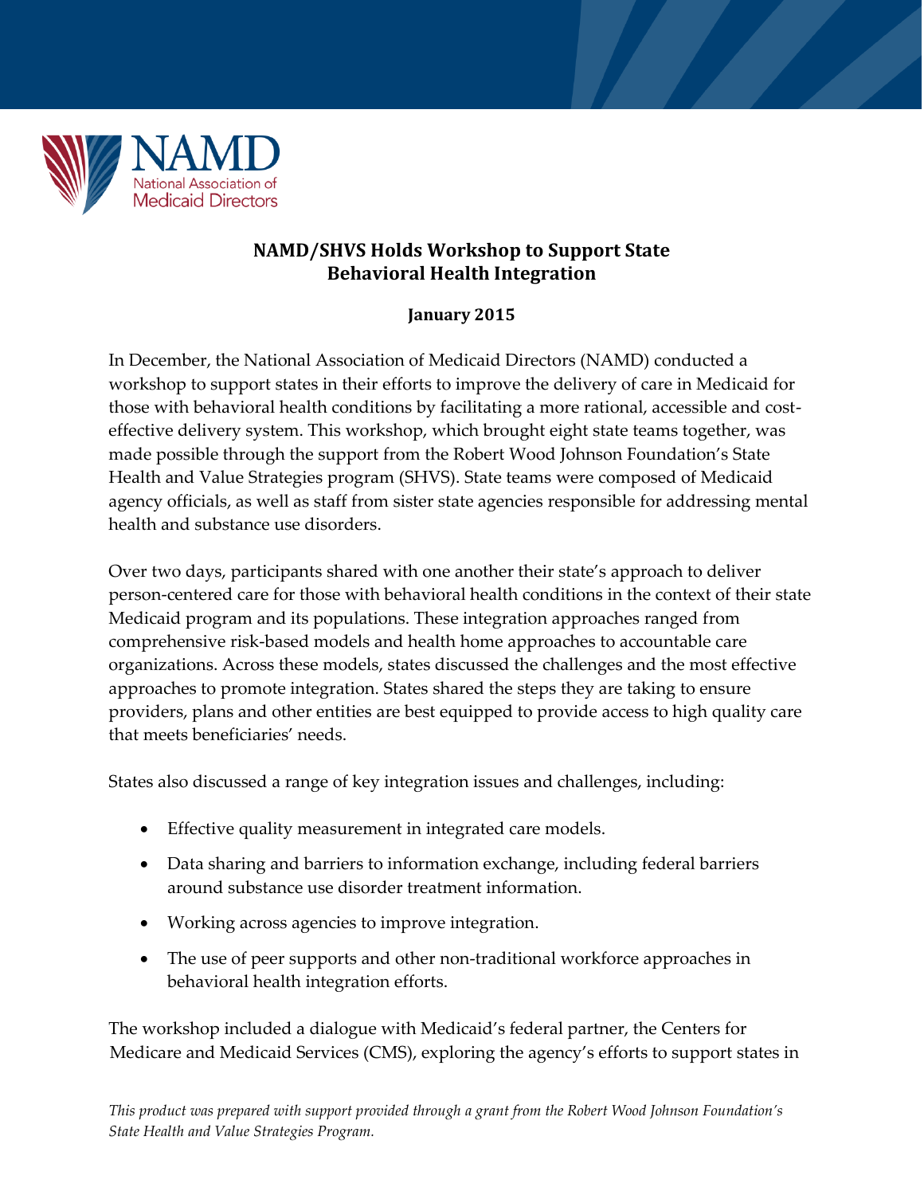# NAMD/SHVS Holds Workshop to Support State Behavioral Health Integration

**January 2015**

In December, the National Association of Medicaid Directors (NAMD) conducted a workshop to support states in their efforts to improve the delivery of care in Medicaid for those with behavioral health conditions by facilitating a more rational, accessible and cost-effective delivery system. This workshop, which brought eight state teams together, was made possible through the support from the Robert Wood Johnson Foundation's State Health and Value Strategies program (SHVS). State teams were composed of Medicaid agency officials, as well as staff from sister state agencies responsible for addressing mental health and substance use disorders.

Over two days, participants shared with one another their state's approach to deliver person-centered care for those with behavioral health conditions in the context of their state Medicaid program and its populations. These integration approaches ranged from comprehensive risk-based models and health home approaches to accountable care organizations. Across these models, states discussed the challenges and the most effective approaches to promote integration. States shared the steps they are taking to ensure providers, plans and other entities are best equipped to provide access to high quality care that meets beneficiaries' needs.

States also discussed a range of key integration issues and challenges, including:

- Effective quality measurement in integrated care models.
- Data sharing and barriers to information exchange, including federal barriers around substance use disorder treatment information.
- Working across agencies to improve integration.
- The use of peer supports and other non-traditional workforce approaches in behavioral health integration efforts.

The workshop included a dialogue with Medicaid's federal partner, the Centers for Medicare and Medicaid Services (CMS), exploring the agency's efforts to support states in

*This product was prepared with support provided through a grant from the Robert Wood Johnson Foundation's State Health and Value Strategies Program.*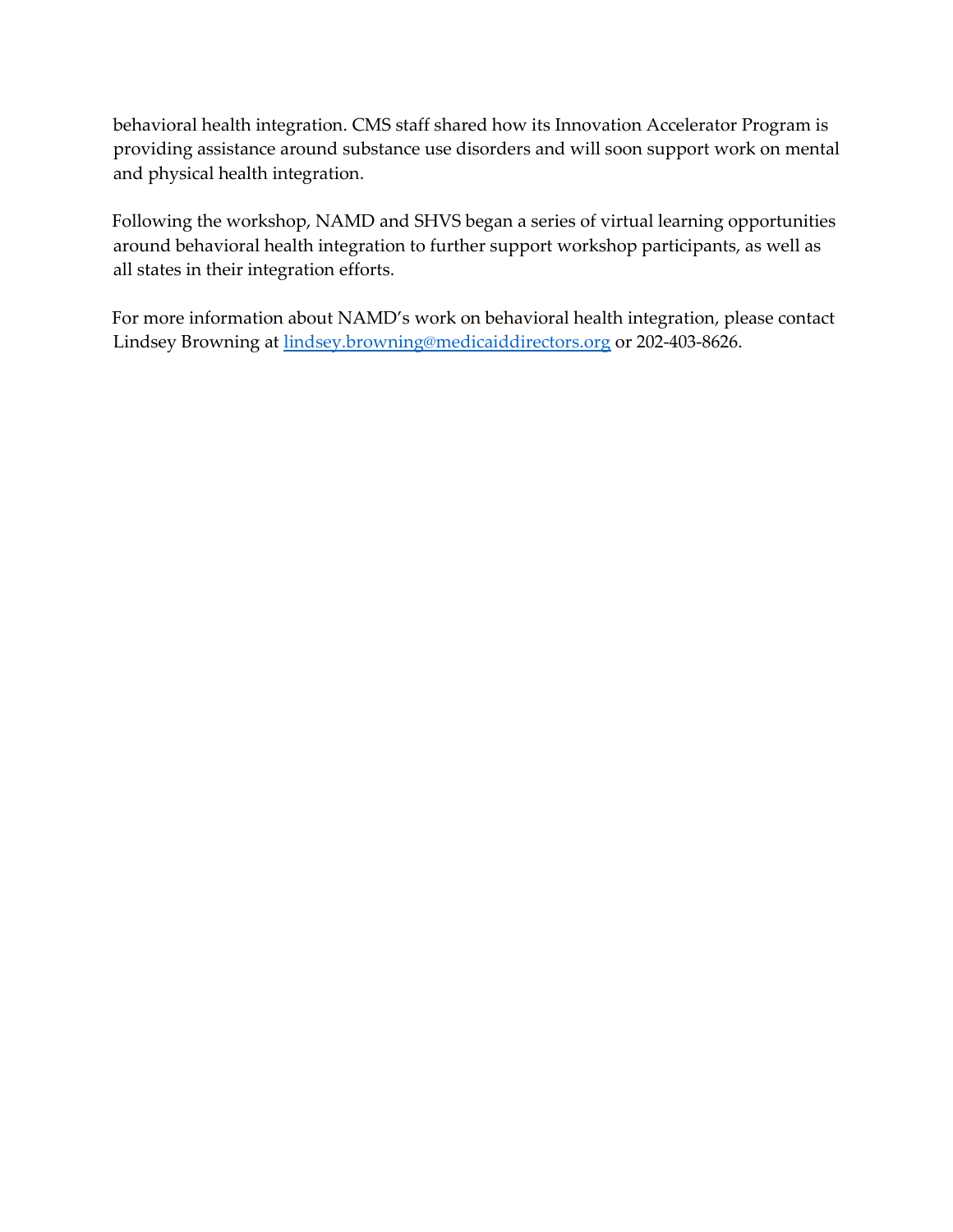behavioral health integration. CMS staff shared how its Innovation Accelerator Program is providing assistance around substance use disorders and will soon support work on mental and physical health integration.

Following the workshop, NAMD and SHVS began a series of virtual learning opportunities around behavioral health integration to further support workshop participants, as well as all states in their integration efforts.

For more information about NAMD's work on behavioral health integration, please contact Lindsey Browning at [lindsey.browning@medicaiddirectors.org](mailto:lindsey.browning@medicaiddirectors.org) or 202-403-8626.